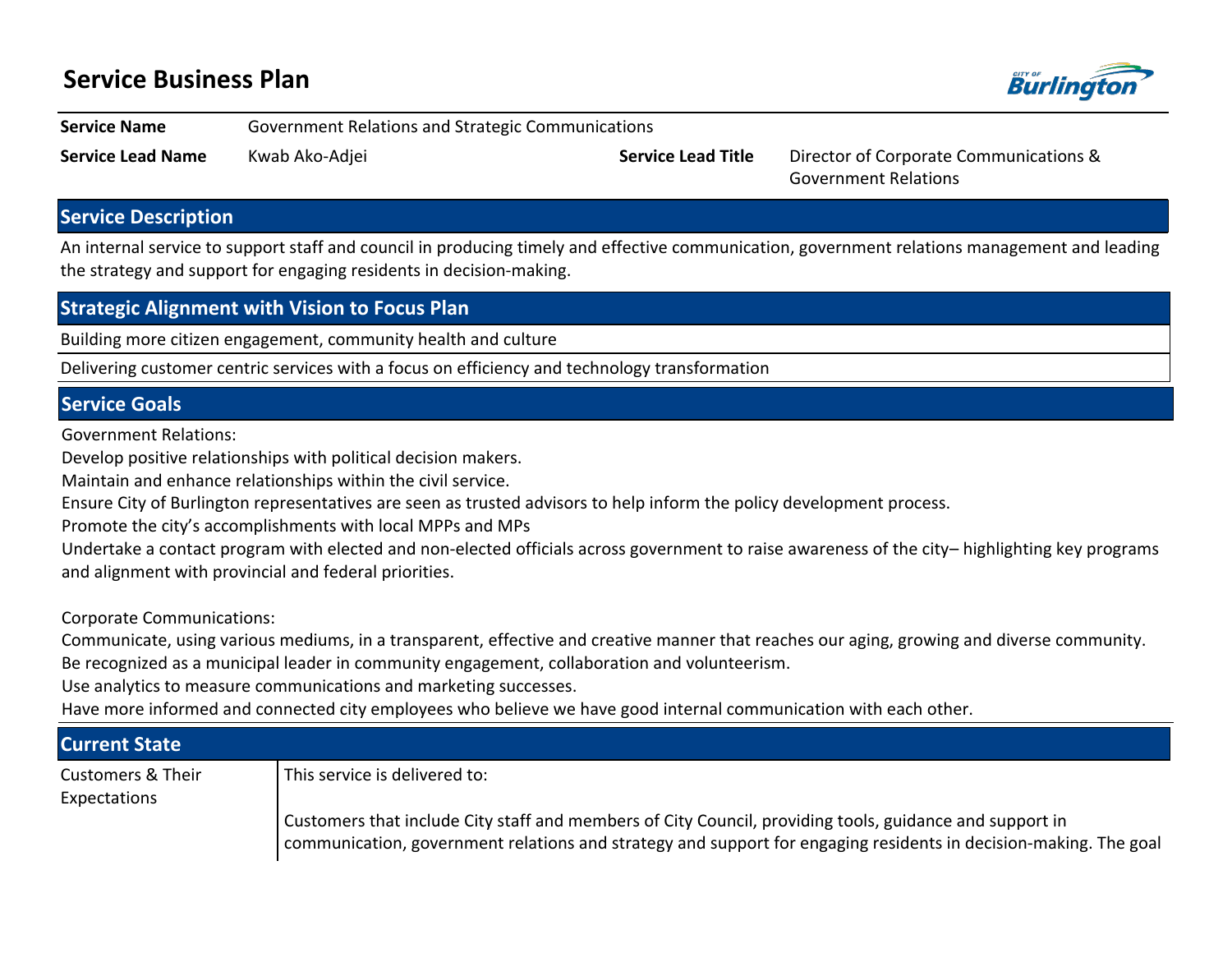# Service Business Plan

| | | | |
|---|---|---|---|
| **Service Name** | Government Relations and Strategic Communications | | |
| **Service Lead Name** | Kwab Ako-Adjei | **Service Lead Title** | Director of Corporate Communications & Government Relations |

## Service Description

An internal service to support staff and council in producing timely and effective communication, government relations management and leading the strategy and support for engaging residents in decision-making.

## Strategic Alignment with Vision to Focus Plan

Building more citizen engagement, community health and culture

Delivering customer centric services with a focus on efficiency and technology transformation

## Service Goals

Government Relations:

Develop positive relationships with political decision makers.

Maintain and enhance relationships within the civil service.

Ensure City of Burlington representatives are seen as trusted advisors to help inform the policy development process.

Promote the city's accomplishments with local MPPs and MPs

Undertake a contact program with elected and non-elected officials across government to raise awareness of the city– highlighting key programs and alignment with provincial and federal priorities.

Corporate Communications:

Communicate, using various mediums, in a transparent, effective and creative manner that reaches our aging, growing and diverse community.

Be recognized as a municipal leader in community engagement, collaboration and volunteerism.

Use analytics to measure communications and marketing successes.

Have more informed and connected city employees who believe we have good internal communication with each other.

## Current State

| | |
|---|---|
| Customers & Their Expectations | This service is delivered to:<br><br>Customers that include City staff and members of City Council, providing tools, guidance and support in communication, government relations and strategy and support for engaging residents in decision-making. The goal |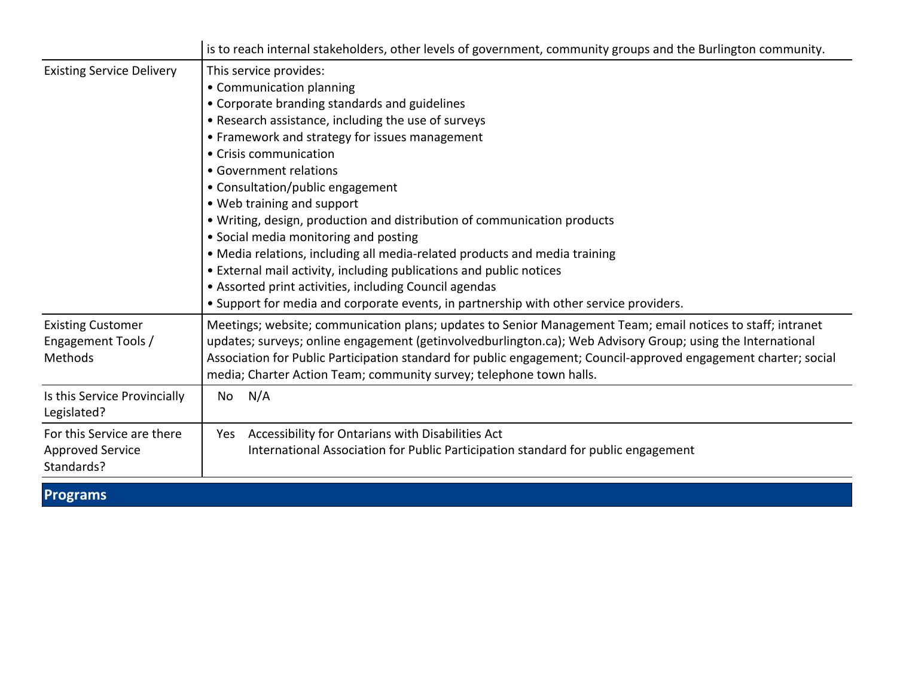| | |
|---|---|
| | is to reach internal stakeholders, other levels of government, community groups and the Burlington community. |
| Existing Service Delivery | This service provides:<br>• Communication planning<br>• Corporate branding standards and guidelines<br>• Research assistance, including the use of surveys<br>• Framework and strategy for issues management<br>• Crisis communication<br>• Government relations<br>• Consultation/public engagement<br>• Web training and support<br>• Writing, design, production and distribution of communication products<br>• Social media monitoring and posting<br>• Media relations, including all media-related products and media training<br>• External mail activity, including publications and public notices<br>• Assorted print activities, including Council agendas<br>• Support for media and corporate events, in partnership with other service providers. |
| Existing Customer Engagement Tools / Methods | Meetings; website; communication plans; updates to Senior Management Team; email notices to staff; intranet updates; surveys; online engagement (getinvolvedburlington.ca); Web Advisory Group; using the International Association for Public Participation standard for public engagement; Council-approved engagement charter; social media; Charter Action Team; community survey; telephone town halls. |
| Is this Service Provincially Legislated? | No N/A |
| For this Service are there Approved Service Standards? | Yes Accessibility for Ontarians with Disabilities Act<br>International Association for Public Participation standard for public engagement |

## Programs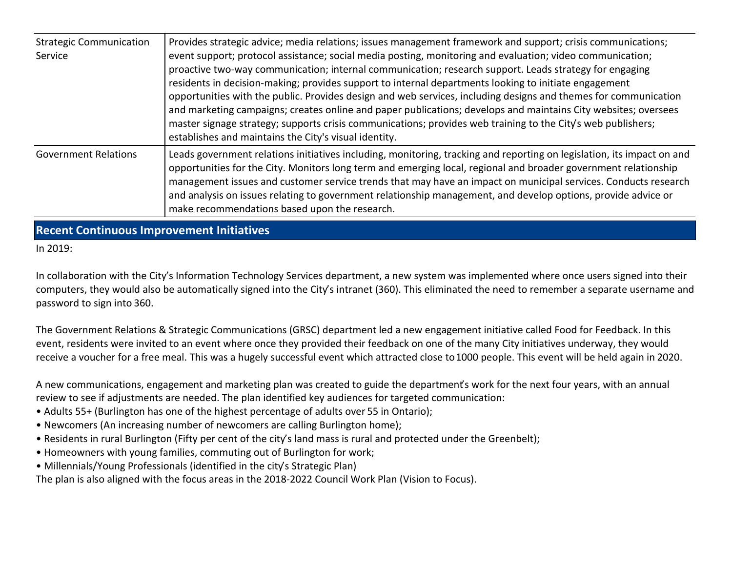| | |
|---|---|
| Strategic Communication Service | Provides strategic advice; media relations; issues management framework and support; crisis communications; event support; protocol assistance; social media posting, monitoring and evaluation; video communication; proactive two-way communication; internal communication; research support. Leads strategy for engaging residents in decision-making; provides support to internal departments looking to initiate engagement opportunities with the public. Provides design and web services, including designs and themes for communication and marketing campaigns; creates online and paper publications; develops and maintains City websites; oversees master signage strategy; supports crisis communications; provides web training to the City's web publishers; establishes and maintains the City's visual identity. |
| Government Relations | Leads government relations initiatives including, monitoring, tracking and reporting on legislation, its impact on and opportunities for the City. Monitors long term and emerging local, regional and broader government relationship management issues and customer service trends that may have an impact on municipal services. Conducts research and analysis on issues relating to government relationship management, and develop options, provide advice or make recommendations based upon the research. |

## Recent Continuous Improvement Initiatives

In 2019:

In collaboration with the City's Information Technology Services department, a new system was implemented where once users signed into their computers, they would also be automatically signed into the City's intranet (360). This eliminated the need to remember a separate username and password to sign into 360.

The Government Relations & Strategic Communications (GRSC) department led a new engagement initiative called Food for Feedback. In this event, residents were invited to an event where once they provided their feedback on one of the many City initiatives underway, they would receive a voucher for a free meal. This was a hugely successful event which attracted close to 1000 people. This event will be held again in 2020.

A new communications, engagement and marketing plan was created to guide the department's work for the next four years, with an annual review to see if adjustments are needed. The plan identified key audiences for targeted communication:

- Adults 55+ (Burlington has one of the highest percentage of adults over 55 in Ontario);
- Newcomers (An increasing number of newcomers are calling Burlington home);
- Residents in rural Burlington (Fifty per cent of the city's land mass is rural and protected under the Greenbelt);
- Homeowners with young families, commuting out of Burlington for work;
- Millennials/Young Professionals (identified in the city's Strategic Plan)

The plan is also aligned with the focus areas in the 2018-2022 Council Work Plan (Vision to Focus).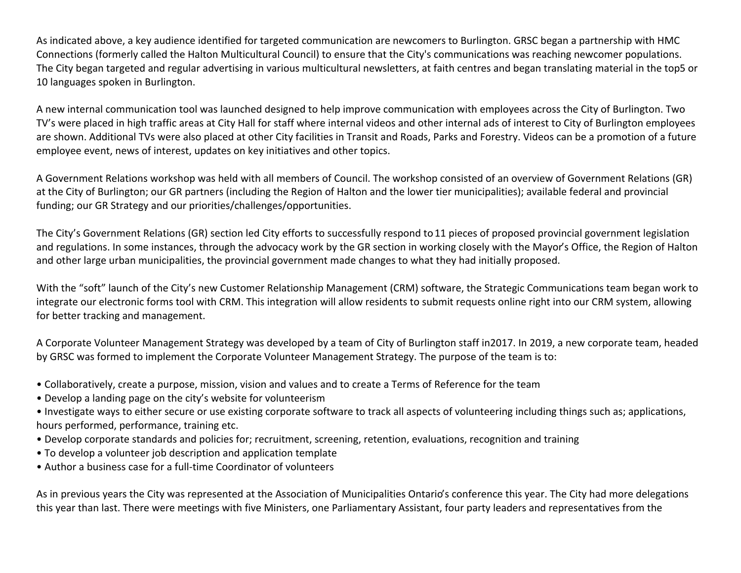As indicated above, a key audience identified for targeted communication are newcomers to Burlington. GRSC began a partnership with HMC Connections (formerly called the Halton Multicultural Council) to ensure that the City's communications was reaching newcomer populations. The City began targeted and regular advertising in various multicultural newsletters, at faith centres and began translating material in the top5 or 10 languages spoken in Burlington.

A new internal communication tool was launched designed to help improve communication with employees across the City of Burlington. Two TV's were placed in high traffic areas at City Hall for staff where internal videos and other internal ads of interest to City of Burlington employees are shown. Additional TVs were also placed at other City facilities in Transit and Roads, Parks and Forestry. Videos can be a promotion of a future employee event, news of interest, updates on key initiatives and other topics.

A Government Relations workshop was held with all members of Council. The workshop consisted of an overview of Government Relations (GR) at the City of Burlington; our GR partners (including the Region of Halton and the lower tier municipalities); available federal and provincial funding; our GR Strategy and our priorities/challenges/opportunities.

The City's Government Relations (GR) section led City efforts to successfully respond to 11 pieces of proposed provincial government legislation and regulations. In some instances, through the advocacy work by the GR section in working closely with the Mayor's Office, the Region of Halton and other large urban municipalities, the provincial government made changes to what they had initially proposed.

With the "soft" launch of the City's new Customer Relationship Management (CRM) software, the Strategic Communications team began work to integrate our electronic forms tool with CRM. This integration will allow residents to submit requests online right into our CRM system, allowing for better tracking and management.

A Corporate Volunteer Management Strategy was developed by a team of City of Burlington staff in2017. In 2019, a new corporate team, headed by GRSC was formed to implement the Corporate Volunteer Management Strategy. The purpose of the team is to:

- Collaboratively, create a purpose, mission, vision and values and to create a Terms of Reference for the team
- Develop a landing page on the city's website for volunteerism
- Investigate ways to either secure or use existing corporate software to track all aspects of volunteering including things such as; applications, hours performed, performance, training etc.
- Develop corporate standards and policies for; recruitment, screening, retention, evaluations, recognition and training
- To develop a volunteer job description and application template
- Author a business case for a full-time Coordinator of volunteers

As in previous years the City was represented at the Association of Municipalities Ontario's conference this year. The City had more delegations this year than last. There were meetings with five Ministers, one Parliamentary Assistant, four party leaders and representatives from the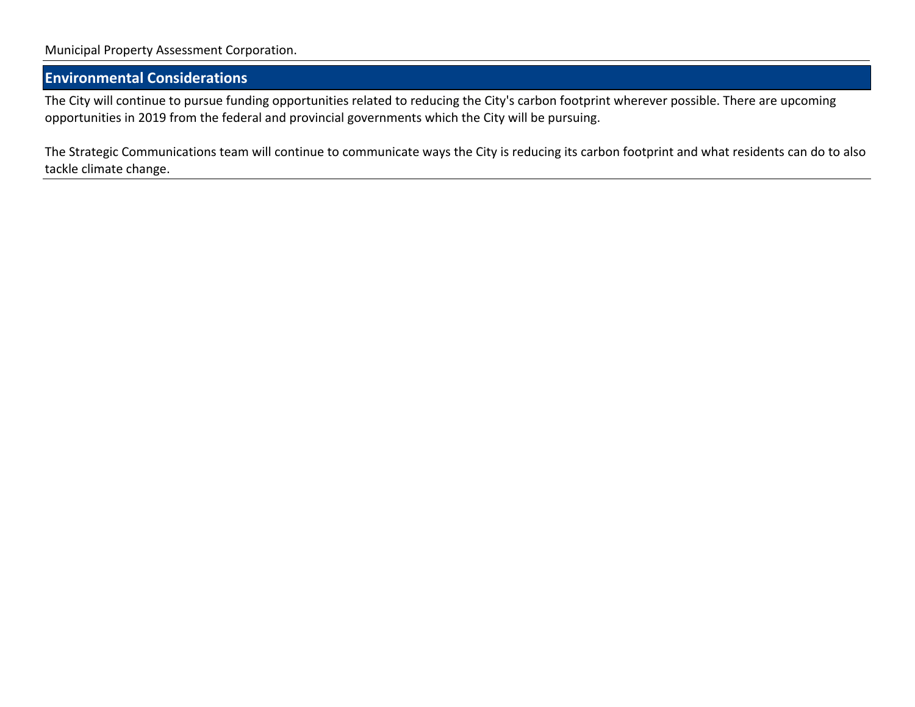Municipal Property Assessment Corporation.

## Environmental Considerations

The City will continue to pursue funding opportunities related to reducing the City's carbon footprint wherever possible. There are upcoming opportunities in 2019 from the federal and provincial governments which the City will be pursuing.

The Strategic Communications team will continue to communicate ways the City is reducing its carbon footprint and what residents can do to also tackle climate change.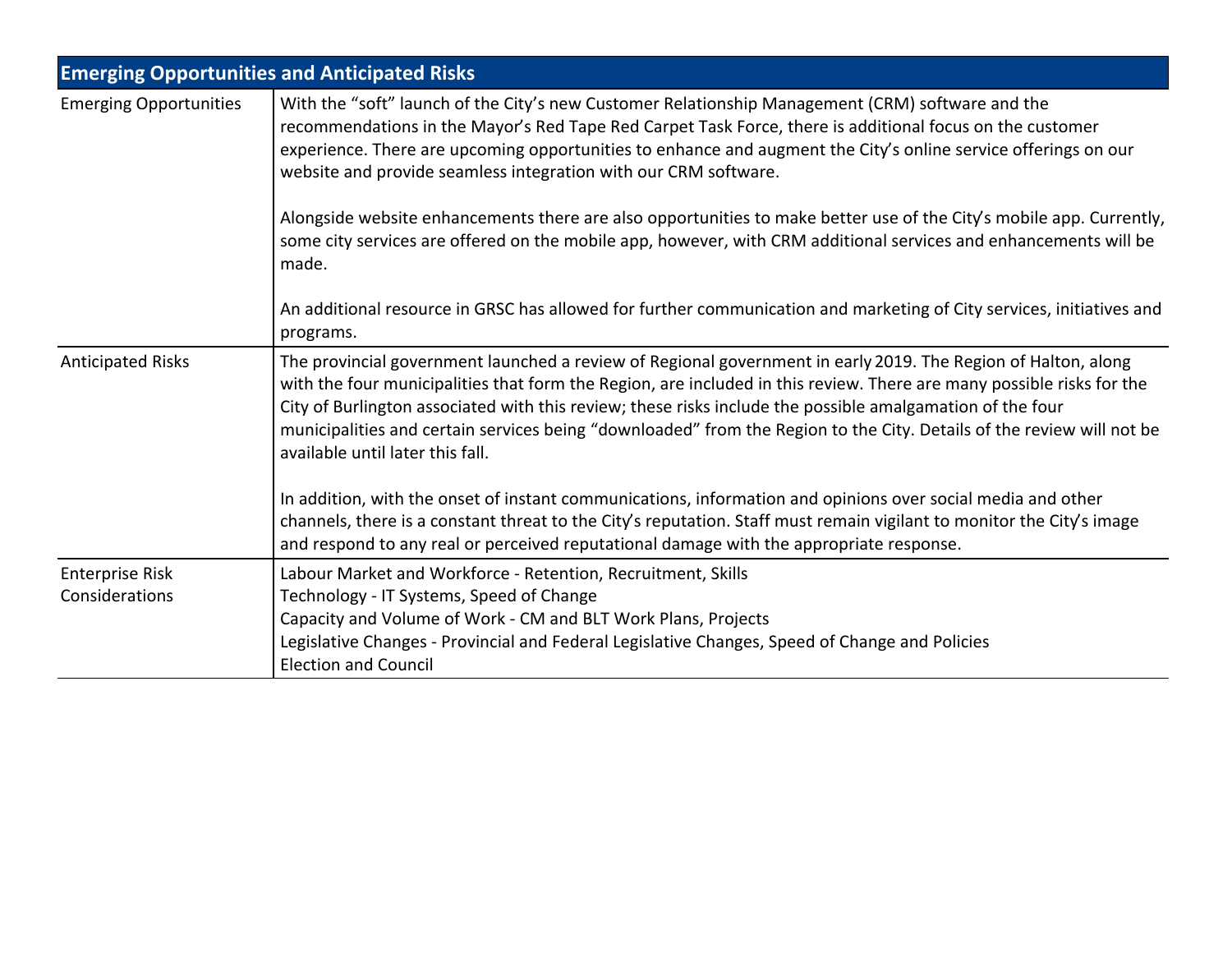| Emerging Opportunities and Anticipated Risks | |
|---|---|
| Emerging Opportunities | With the "soft" launch of the City's new Customer Relationship Management (CRM) software and the recommendations in the Mayor's Red Tape Red Carpet Task Force, there is additional focus on the customer experience. There are upcoming opportunities to enhance and augment the City's online service offerings on our website and provide seamless integration with our CRM software.<br><br>Alongside website enhancements there are also opportunities to make better use of the City's mobile app. Currently, some city services are offered on the mobile app, however, with CRM additional services and enhancements will be made.<br><br>An additional resource in GRSC has allowed for further communication and marketing of City services, initiatives and programs. |
| Anticipated Risks | The provincial government launched a review of Regional government in early 2019. The Region of Halton, along with the four municipalities that form the Region, are included in this review. There are many possible risks for the City of Burlington associated with this review; these risks include the possible amalgamation of the four municipalities and certain services being "downloaded" from the Region to the City. Details of the review will not be available until later this fall.<br><br>In addition, with the onset of instant communications, information and opinions over social media and other channels, there is a constant threat to the City's reputation. Staff must remain vigilant to monitor the City's image and respond to any real or perceived reputational damage with the appropriate response. |
| Enterprise Risk Considerations | Labour Market and Workforce - Retention, Recruitment, Skills<br>Technology - IT Systems, Speed of Change<br>Capacity and Volume of Work - CM and BLT Work Plans, Projects<br>Legislative Changes - Provincial and Federal Legislative Changes, Speed of Change and Policies<br>Election and Council |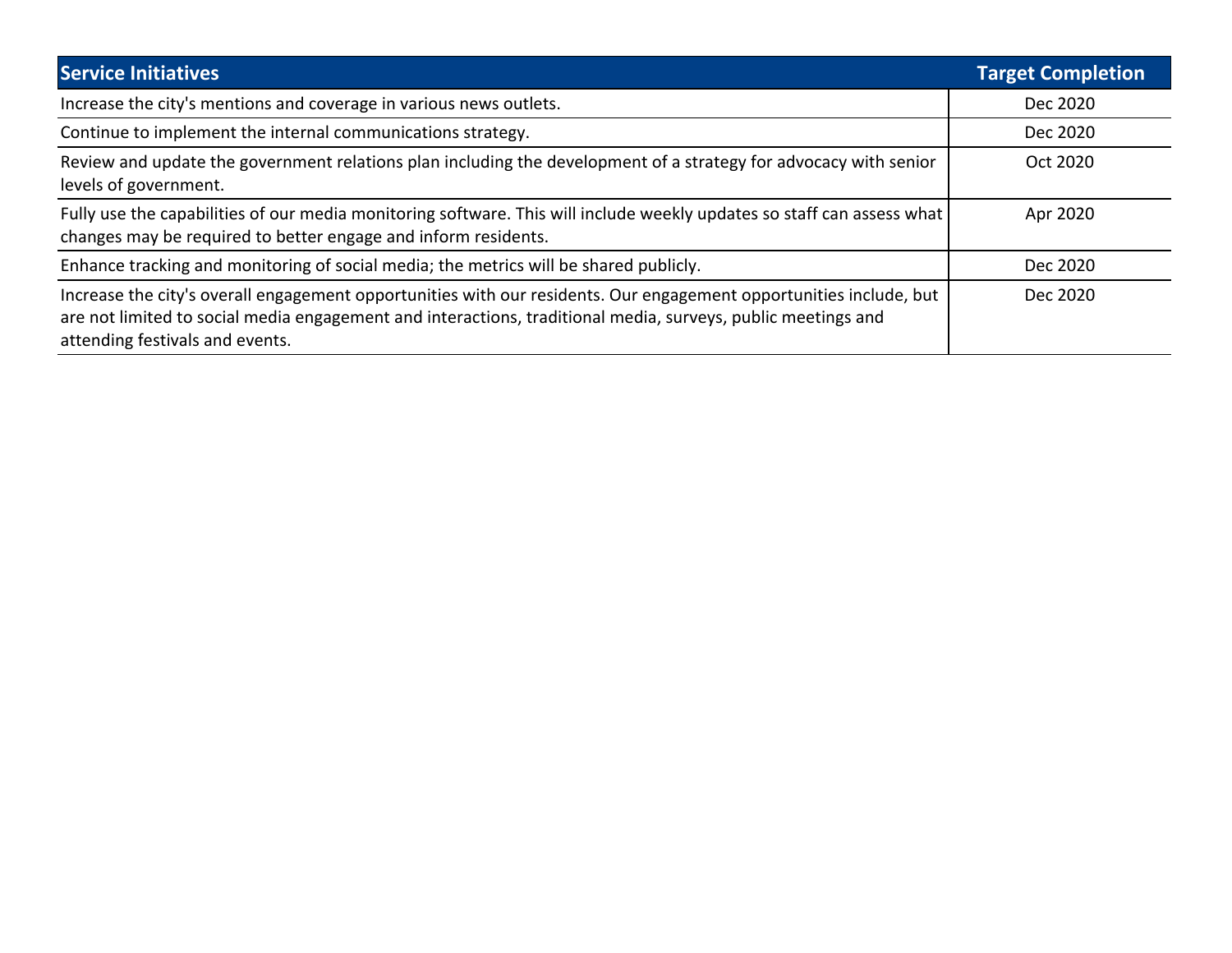| Service Initiatives | Target Completion |
| --- | --- |
| Increase the city's mentions and coverage in various news outlets. | Dec 2020 |
| Continue to implement the internal communications strategy. | Dec 2020 |
| Review and update the government relations plan including the development of a strategy for advocacy with senior levels of government. | Oct 2020 |
| Fully use the capabilities of our media monitoring software. This will include weekly updates so staff can assess what changes may be required to better engage and inform residents. | Apr 2020 |
| Enhance tracking and monitoring of social media; the metrics will be shared publicly. | Dec 2020 |
| Increase the city's overall engagement opportunities with our residents. Our engagement opportunities include, but are not limited to social media engagement and interactions, traditional media, surveys, public meetings and attending festivals and events. | Dec 2020 |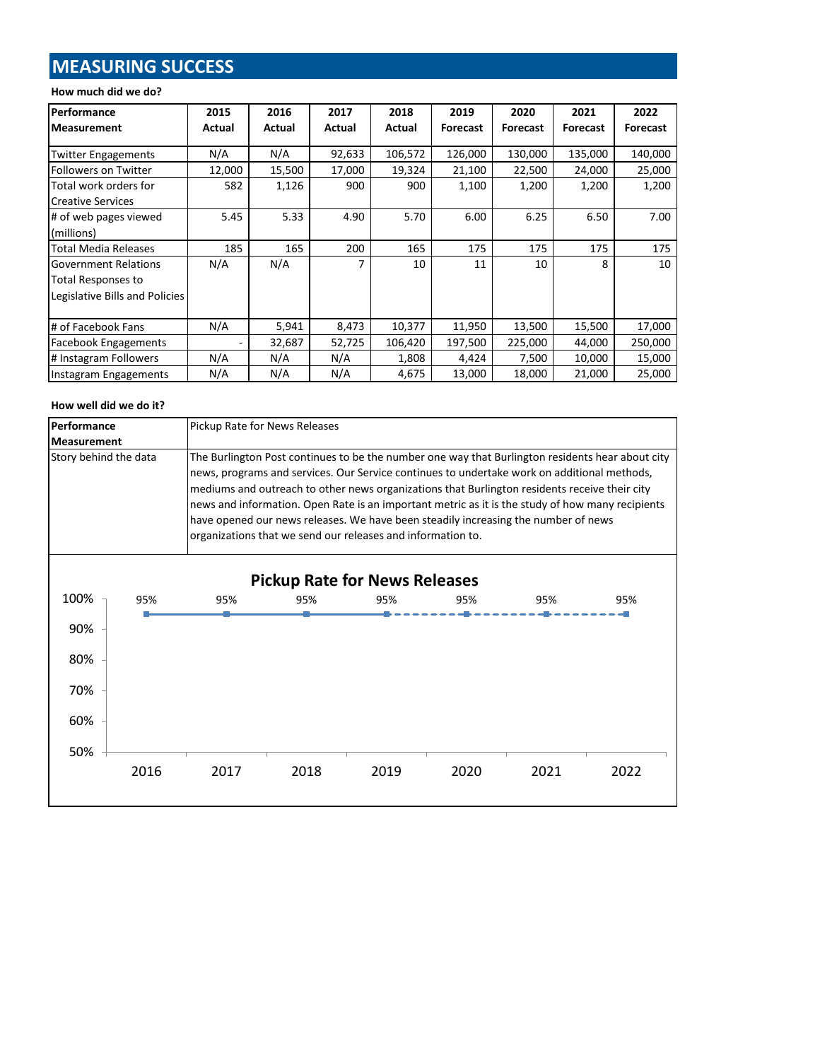# MEASURING SUCCESS

**How much did we do?**

| Performance Measurement | 2015 Actual | 2016 Actual | 2017 Actual | 2018 Actual | 2019 Forecast | 2020 Forecast | 2021 Forecast | 2022 Forecast |
|---|---|---|---|---|---|---|---|---|
| Twitter Engagements | N/A | N/A | 92,633 | 106,572 | 126,000 | 130,000 | 135,000 | 140,000 |
| Followers on Twitter | 12,000 | 15,500 | 17,000 | 19,324 | 21,100 | 22,500 | 24,000 | 25,000 |
| Total work orders for Creative Services | 582 | 1,126 | 900 | 900 | 1,100 | 1,200 | 1,200 | 1,200 |
| # of web pages viewed (millions) | 5.45 | 5.33 | 4.90 | 5.70 | 6.00 | 6.25 | 6.50 | 7.00 |
| Total Media Releases | 185 | 165 | 200 | 165 | 175 | 175 | 175 | 175 |
| Government Relations Total Responses to Legislative Bills and Policies | N/A | N/A | 7 | 10 | 11 | 10 | 8 | 10 |
| # of Facebook Fans | N/A | 5,941 | 8,473 | 10,377 | 11,950 | 13,500 | 15,500 | 17,000 |
| Facebook Engagements | - | 32,687 | 52,725 | 106,420 | 197,500 | 225,000 | 44,000 | 250,000 |
| # Instagram Followers | N/A | N/A | N/A | 1,808 | 4,424 | 7,500 | 10,000 | 15,000 |
| Instagram Engagements | N/A | N/A | N/A | 4,675 | 13,000 | 18,000 | 21,000 | 25,000 |

**How well did we do it?**

| Performance Measurement | Pickup Rate for News Releases |
|---|---|
| Story behind the data | The Burlington Post continues to be the number one way that Burlington residents hear about city news, programs and services. Our Service continues to undertake work on additional methods, mediums and outreach to other news organizations that Burlington residents receive their city news and information. Open Rate is an important metric as it is the study of how many recipients have opened our news releases. We have been steadily increasing the number of news organizations that we send our releases and information to. |

**Pickup Rate for News Releases**

| Year | 2016 | 2017 | 2018 | 2019 | 2020 | 2021 | 2022 |
|---|---|---|---|---|---|---|---|
| Pickup Rate | 95% | 95% | 95% | 95% | 95% | 95% | 95% |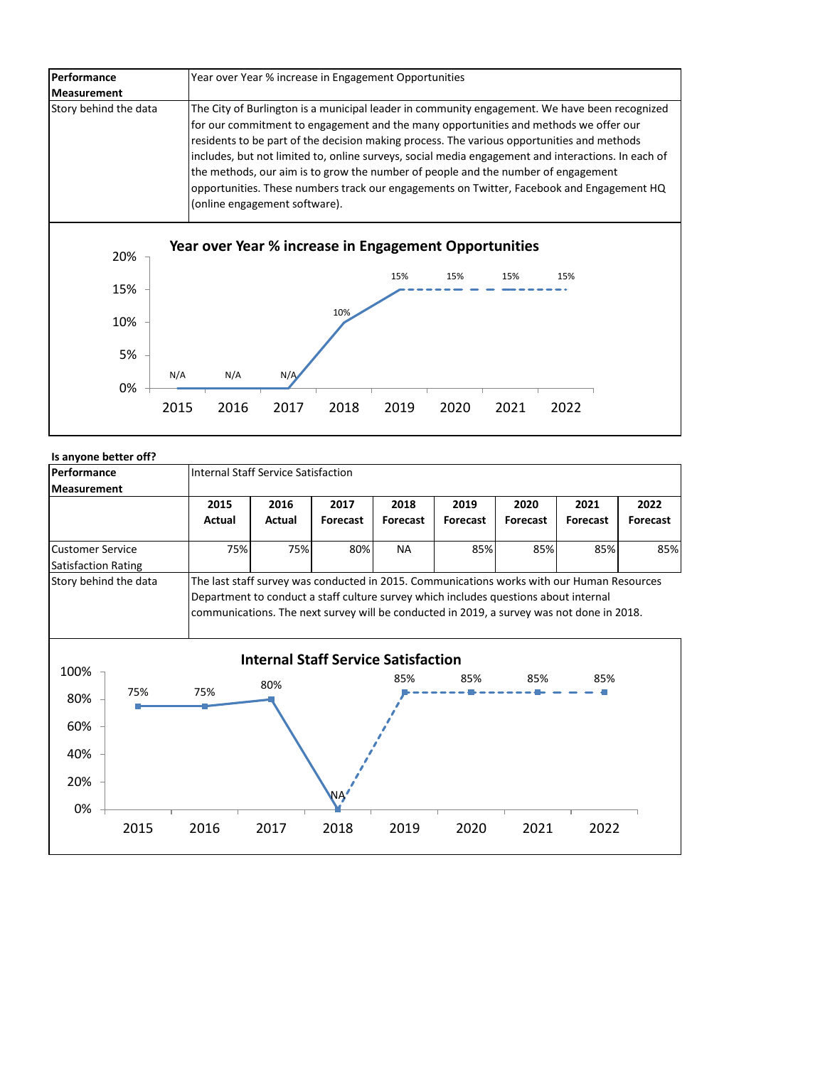| | |
|---|---|
| **Performance Measurement** | Year over Year % increase in Engagement Opportunities |
| Story behind the data | The City of Burlington is a municipal leader in community engagement. We have been recognized for our commitment to engagement and the many opportunities and methods we offer our residents to be part of the decision making process. The various opportunities and methods includes, but not limited to, online surveys, social media engagement and interactions. In each of the methods, our aim is to grow the number of people and the number of engagement opportunities. These numbers track our engagements on Twitter, Facebook and Engagement HQ (online engagement software). |

**Year over Year % increase in Engagement Opportunities**

20%
15%
10%
5%
0%

N/A N/A N/A 10% 15% 15% 15% 15%

2015 2016 2017 2018 2019 2020 2021 2022

**Is anyone better off?**

| **Performance Measurement** | Internal Staff Service Satisfaction | | | | | | | |
|---|---|---|---|---|---|---|---|---|
| | **2015 Actual** | **2016 Actual** | **2017 Forecast** | **2018 Forecast** | **2019 Forecast** | **2020 Forecast** | **2021 Forecast** | **2022 Forecast** |
| Customer Service Satisfaction Rating | 75% | 75% | 80% | NA | 85% | 85% | 85% | 85% |
| Story behind the data | The last staff survey was conducted in 2015. Communications works with our Human Resources Department to conduct a staff culture survey which includes questions about internal communications. The next survey will be conducted in 2019, a survey was not done in 2018. | | | | | | | |

**Internal Staff Service Satisfaction**

100%
80%
60%
40%
20%
0%

75% 75% 80% NA 85% 85% 85% 85%

2015 2016 2017 2018 2019 2020 2021 2022